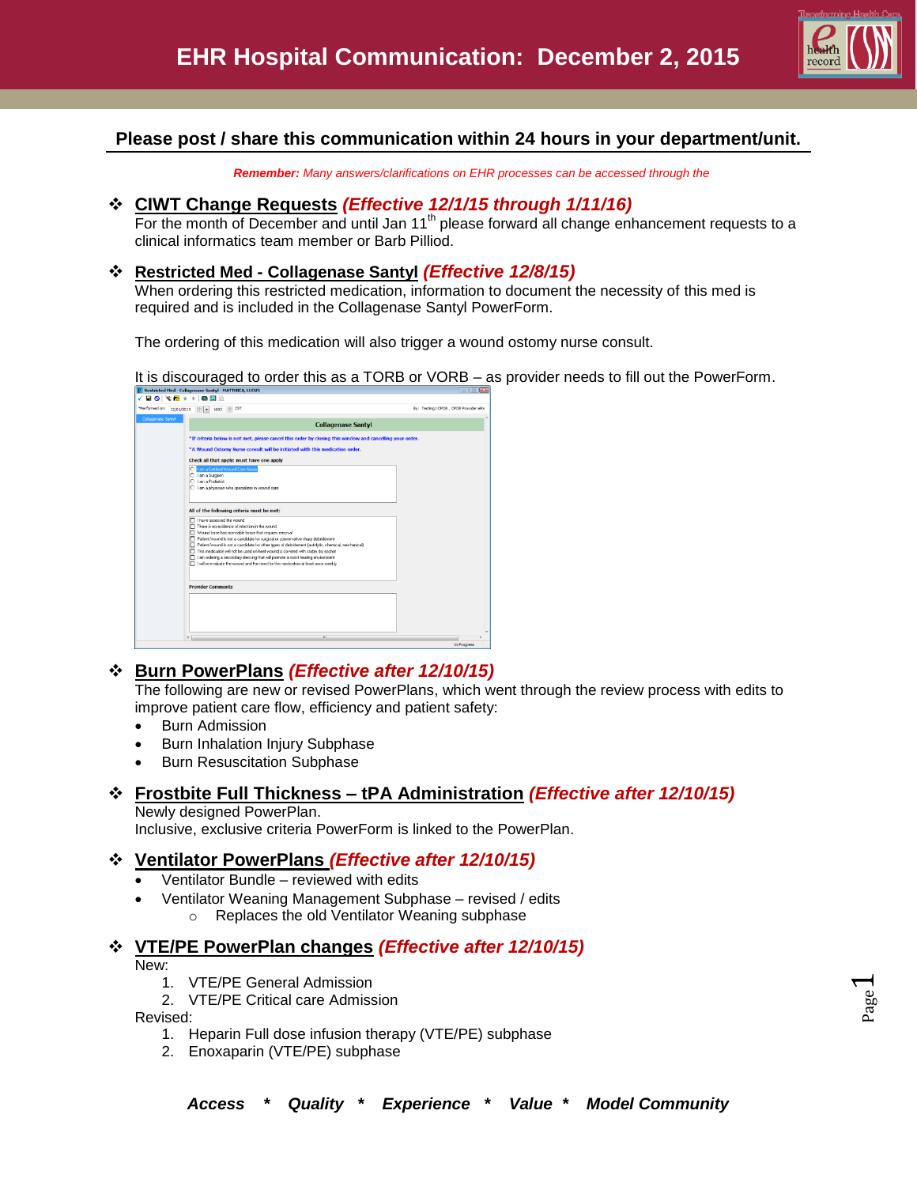# EHR Hospital Communication: December 2, 2015

**Please post / share this communication within 24 hours in your department/unit.**

***Remember:*** *Many answers/clarifications on EHR processes can be accessed through the*

## CIWT Change Requests *(Effective 12/1/15 through 1/11/16)*

For the month of December and until Jan 11th please forward all change enhancement requests to a clinical informatics team member or Barb Pilliod.

## Restricted Med - Collagenase Santyl *(Effective 12/8/15)*

When ordering this restricted medication, information to document the necessity of this med is required and is included in the Collagenase Santyl PowerForm.

The ordering of this medication will also trigger a wound ostomy nurse consult.

It is discouraged to order this as a TORB or VORB – as provider needs to fill out the PowerForm.

## Burn PowerPlans *(Effective after 12/10/15)*

The following are new or revised PowerPlans, which went through the review process with edits to improve patient care flow, efficiency and patient safety:

- Burn Admission
- Burn Inhalation Injury Subphase
- Burn Resuscitation Subphase

## Frostbite Full Thickness – tPA Administration *(Effective after 12/10/15)*

Newly designed PowerPlan.
Inclusive, exclusive criteria PowerForm is linked to the PowerPlan.

## Ventilator PowerPlans *(Effective after 12/10/15)*

- Ventilator Bundle – reviewed with edits
- Ventilator Weaning Management Subphase – revised / edits
  - Replaces the old Ventilator Weaning subphase

## VTE/PE PowerPlan changes *(Effective after 12/10/15)*

New:

1. VTE/PE General Admission
2. VTE/PE Critical care Admission

Revised:

1. Heparin Full dose infusion therapy (VTE/PE) subphase
2. Enoxaparin (VTE/PE) subphase

***Access * Quality * Experience * Value * Model Community***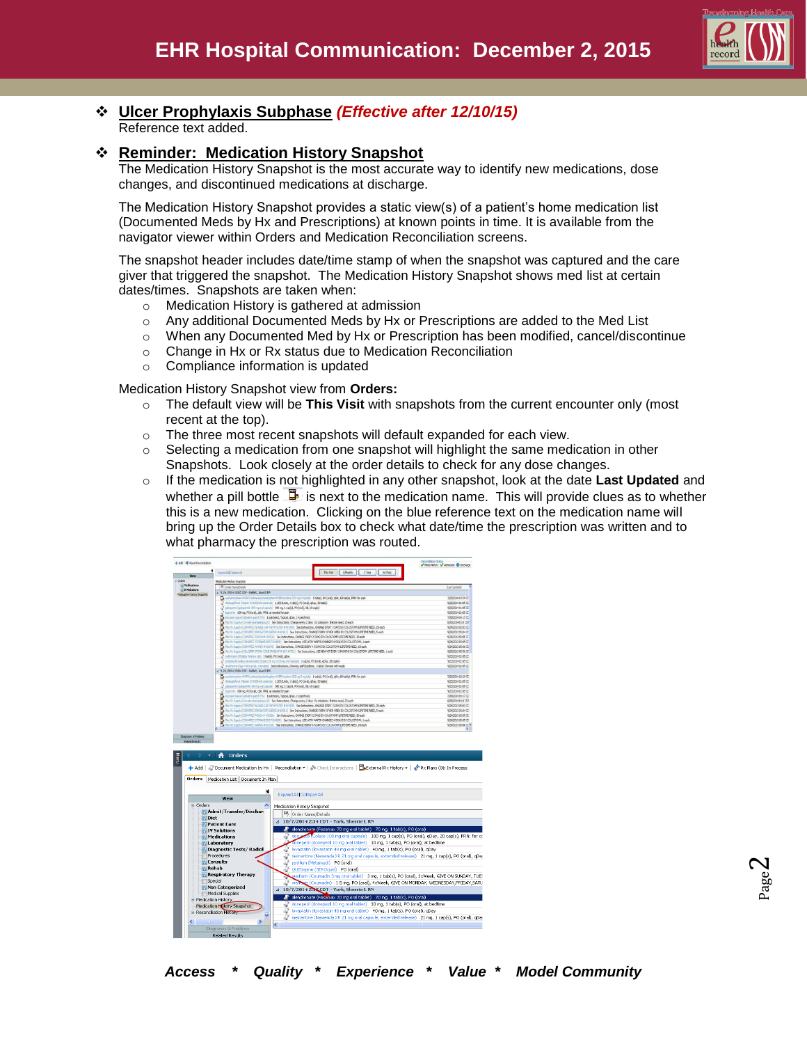# EHR Hospital Communication: December 2, 2015

## Ulcer Prophylaxis Subphase *(Effective after 12/10/15)*

Reference text added.

## Reminder: Medication History Snapshot

The Medication History Snapshot is the most accurate way to identify new medications, dose changes, and discontinued medications at discharge.

The Medication History Snapshot provides a static view(s) of a patient's home medication list (Documented Meds by Hx and Prescriptions) at known points in time. It is available from the navigator viewer within Orders and Medication Reconciliation screens.

The snapshot header includes date/time stamp of when the snapshot was captured and the care giver that triggered the snapshot. The Medication History Snapshot shows med list at certain dates/times. Snapshots are taken when:

- Medication History is gathered at admission
- Any additional Documented Meds by Hx or Prescriptions are added to the Med List
- When any Documented Med by Hx or Prescription has been modified, cancel/discontinue
- Change in Hx or Rx status due to Medication Reconciliation
- Compliance information is updated

Medication History Snapshot view from **Orders:**

- The default view will be **This Visit** with snapshots from the current encounter only (most recent at the top).
- The three most recent snapshots will default expanded for each view.
- Selecting a medication from one snapshot will highlight the same medication in other Snapshots. Look closely at the order details to check for any dose changes.
- If the medication is not highlighted in any other snapshot, look at the date **Last Updated** and whether a pill bottle is next to the medication name. This will provide clues as to whether this is a new medication. Clicking on the blue reference text on the medication name will bring up the Order Details box to check what date/time the prescription was written and to what pharmacy the prescription was routed.

**Access * Quality * Experience * Value * Model Community**